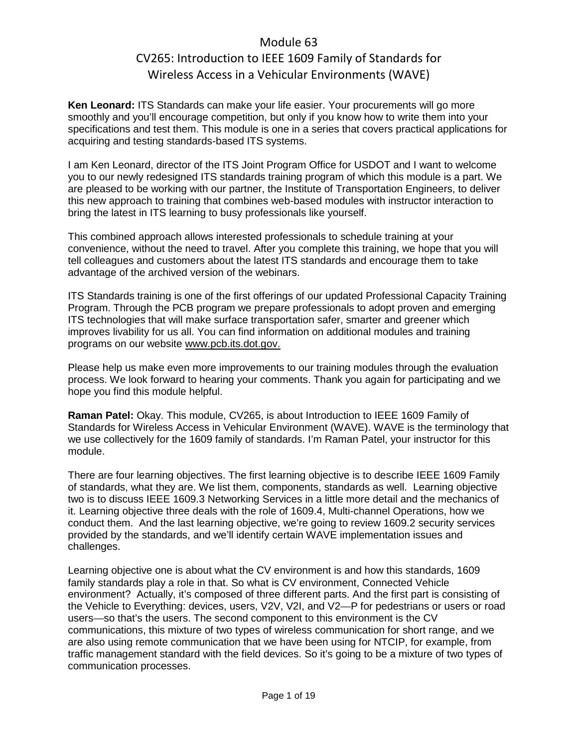# Module 63

## CV265: Introduction to IEEE 1609 Family of Standards for Wireless Access in a Vehicular Environments (WAVE)

**Ken Leonard:** ITS Standards can make your life easier. Your procurements will go more smoothly and you'll encourage competition, but only if you know how to write them into your specifications and test them. This module is one in a series that covers practical applications for acquiring and testing standards-based ITS systems.

I am Ken Leonard, director of the ITS Joint Program Office for USDOT and I want to welcome you to our newly redesigned ITS standards training program of which this module is a part. We are pleased to be working with our partner, the Institute of Transportation Engineers, to deliver this new approach to training that combines web-based modules with instructor interaction to bring the latest in ITS learning to busy professionals like yourself.

This combined approach allows interested professionals to schedule training at your convenience, without the need to travel. After you complete this training, we hope that you will tell colleagues and customers about the latest ITS standards and encourage them to take advantage of the archived version of the webinars.

ITS Standards training is one of the first offerings of our updated Professional Capacity Training Program. Through the PCB program we prepare professionals to adopt proven and emerging ITS technologies that will make surface transportation safer, smarter and greener which improves livability for us all. You can find information on additional modules and training programs on our website www.pcb.its.dot.gov.

Please help us make even more improvements to our training modules through the evaluation process. We look forward to hearing your comments. Thank you again for participating and we hope you find this module helpful.

**Raman Patel:** Okay. This module, CV265, is about Introduction to IEEE 1609 Family of Standards for Wireless Access in Vehicular Environment (WAVE). WAVE is the terminology that we use collectively for the 1609 family of standards. I'm Raman Patel, your instructor for this module.

There are four learning objectives. The first learning objective is to describe IEEE 1609 Family of standards, what they are. We list them, components, standards as well. Learning objective two is to discuss IEEE 1609.3 Networking Services in a little more detail and the mechanics of it. Learning objective three deals with the role of 1609.4, Multi-channel Operations, how we conduct them. And the last learning objective, we're going to review 1609.2 security services provided by the standards, and we'll identify certain WAVE implementation issues and challenges.

Learning objective one is about what the CV environment is and how this standards, 1609 family standards play a role in that. So what is CV environment, Connected Vehicle environment? Actually, it's composed of three different parts. And the first part is consisting of the Vehicle to Everything: devices, users, V2V, V2I, and V2—P for pedestrians or users or road users—so that's the users. The second component to this environment is the CV communications, this mixture of two types of wireless communication for short range, and we are also using remote communication that we have been using for NTCIP, for example, from traffic management standard with the field devices. So it's going to be a mixture of two types of communication processes.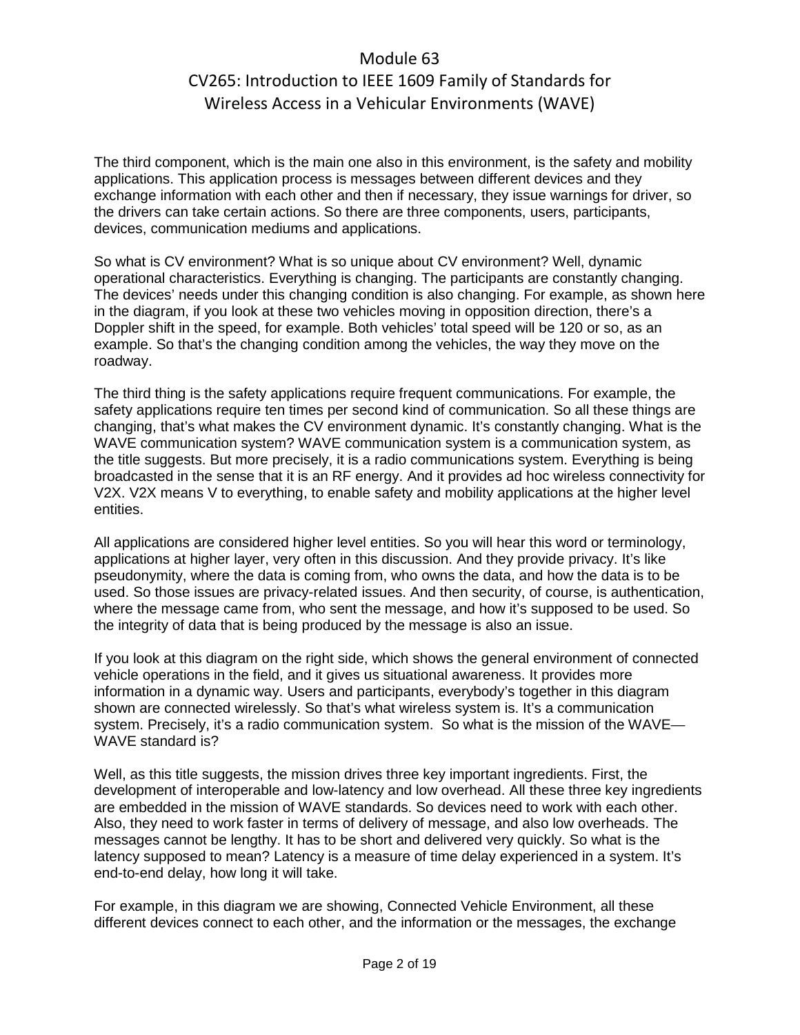The third component, which is the main one also in this environment, is the safety and mobility applications. This application process is messages between different devices and they exchange information with each other and then if necessary, they issue warnings for driver, so the drivers can take certain actions. So there are three components, users, participants, devices, communication mediums and applications.

So what is CV environment? What is so unique about CV environment? Well, dynamic operational characteristics. Everything is changing. The participants are constantly changing. The devices' needs under this changing condition is also changing. For example, as shown here in the diagram, if you look at these two vehicles moving in opposition direction, there's a Doppler shift in the speed, for example. Both vehicles' total speed will be 120 or so, as an example. So that's the changing condition among the vehicles, the way they move on the roadway.

The third thing is the safety applications require frequent communications. For example, the safety applications require ten times per second kind of communication. So all these things are changing, that's what makes the CV environment dynamic. It's constantly changing. What is the WAVE communication system? WAVE communication system is a communication system, as the title suggests. But more precisely, it is a radio communications system. Everything is being broadcasted in the sense that it is an RF energy. And it provides ad hoc wireless connectivity for V2X. V2X means V to everything, to enable safety and mobility applications at the higher level entities.

All applications are considered higher level entities. So you will hear this word or terminology, applications at higher layer, very often in this discussion. And they provide privacy. It's like pseudonymity, where the data is coming from, who owns the data, and how the data is to be used. So those issues are privacy-related issues. And then security, of course, is authentication, where the message came from, who sent the message, and how it's supposed to be used. So the integrity of data that is being produced by the message is also an issue.

If you look at this diagram on the right side, which shows the general environment of connected vehicle operations in the field, and it gives us situational awareness. It provides more information in a dynamic way. Users and participants, everybody's together in this diagram shown are connected wirelessly. So that's what wireless system is. It's a communication system. Precisely, it's a radio communication system. So what is the mission of the WAVE—WAVE standard is?

Well, as this title suggests, the mission drives three key important ingredients. First, the development of interoperable and low-latency and low overhead. All these three key ingredients are embedded in the mission of WAVE standards. So devices need to work with each other. Also, they need to work faster in terms of delivery of message, and also low overheads. The messages cannot be lengthy. It has to be short and delivered very quickly. So what is the latency supposed to mean? Latency is a measure of time delay experienced in a system. It's end-to-end delay, how long it will take.

For example, in this diagram we are showing, Connected Vehicle Environment, all these different devices connect to each other, and the information or the messages, the exchange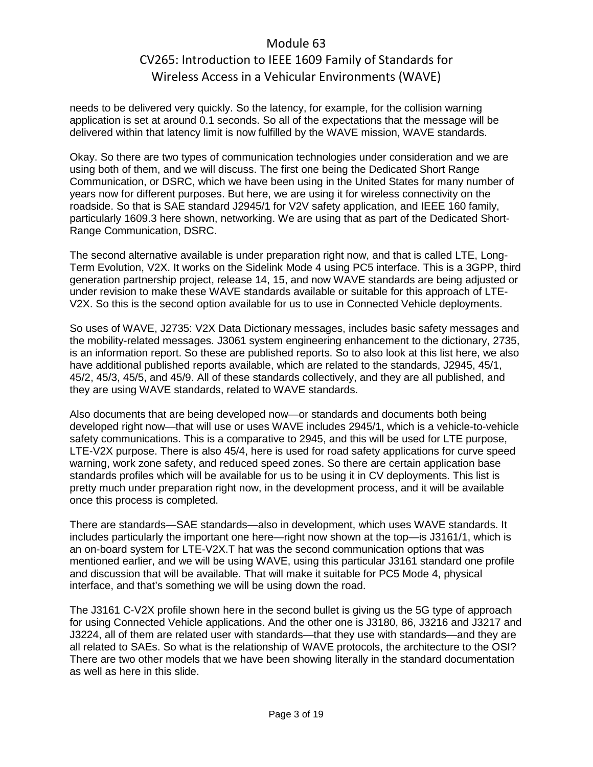needs to be delivered very quickly. So the latency, for example, for the collision warning application is set at around 0.1 seconds. So all of the expectations that the message will be delivered within that latency limit is now fulfilled by the WAVE mission, WAVE standards.

Okay. So there are two types of communication technologies under consideration and we are using both of them, and we will discuss. The first one being the Dedicated Short Range Communication, or DSRC, which we have been using in the United States for many number of years now for different purposes. But here, we are using it for wireless connectivity on the roadside. So that is SAE standard J2945/1 for V2V safety application, and IEEE 160 family, particularly 1609.3 here shown, networking. We are using that as part of the Dedicated Short-Range Communication, DSRC.

The second alternative available is under preparation right now, and that is called LTE, Long-Term Evolution, V2X. It works on the Sidelink Mode 4 using PC5 interface. This is a 3GPP, third generation partnership project, release 14, 15, and now WAVE standards are being adjusted or under revision to make these WAVE standards available or suitable for this approach of LTE-V2X. So this is the second option available for us to use in Connected Vehicle deployments.

So uses of WAVE, J2735: V2X Data Dictionary messages, includes basic safety messages and the mobility-related messages. J3061 system engineering enhancement to the dictionary, 2735, is an information report. So these are published reports. So to also look at this list here, we also have additional published reports available, which are related to the standards, J2945, 45/1, 45/2, 45/3, 45/5, and 45/9. All of these standards collectively, and they are all published, and they are using WAVE standards, related to WAVE standards.

Also documents that are being developed now—or standards and documents both being developed right now—that will use or uses WAVE includes 2945/1, which is a vehicle-to-vehicle safety communications. This is a comparative to 2945, and this will be used for LTE purpose, LTE-V2X purpose. There is also 45/4, here is used for road safety applications for curve speed warning, work zone safety, and reduced speed zones. So there are certain application base standards profiles which will be available for us to be using it in CV deployments. This list is pretty much under preparation right now, in the development process, and it will be available once this process is completed.

There are standards—SAE standards—also in development, which uses WAVE standards. It includes particularly the important one here—right now shown at the top—is J3161/1, which is an on-board system for LTE-V2X.T hat was the second communication options that was mentioned earlier, and we will be using WAVE, using this particular J3161 standard one profile and discussion that will be available. That will make it suitable for PC5 Mode 4, physical interface, and that's something we will be using down the road.

The J3161 C-V2X profile shown here in the second bullet is giving us the 5G type of approach for using Connected Vehicle applications. And the other one is J3180, 86, J3216 and J3217 and J3224, all of them are related user with standards—that they use with standards—and they are all related to SAEs. So what is the relationship of WAVE protocols, the architecture to the OSI? There are two other models that we have been showing literally in the standard documentation as well as here in this slide.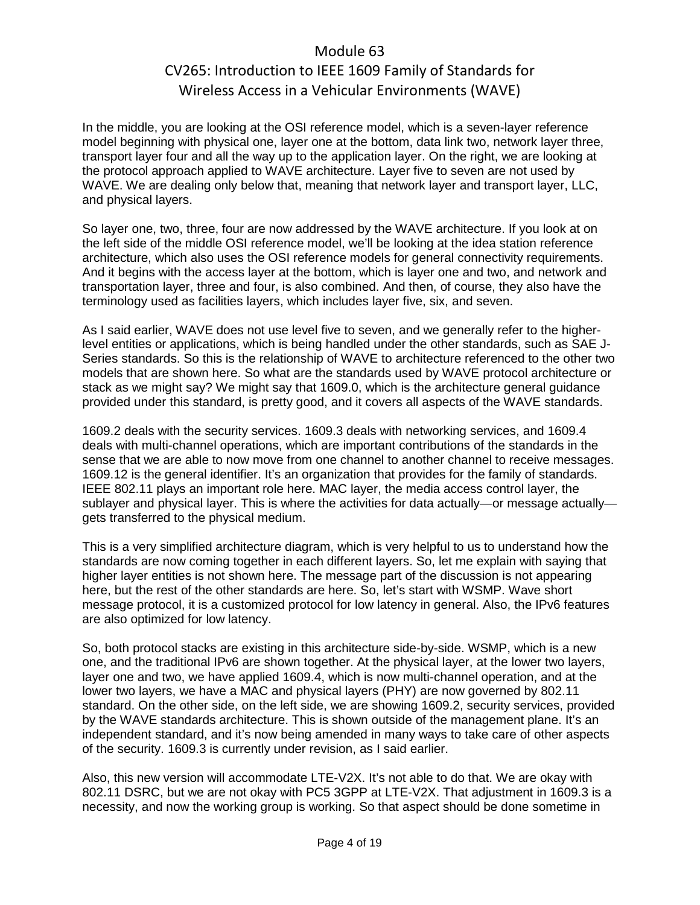In the middle, you are looking at the OSI reference model, which is a seven-layer reference model beginning with physical one, layer one at the bottom, data link two, network layer three, transport layer four and all the way up to the application layer. On the right, we are looking at the protocol approach applied to WAVE architecture. Layer five to seven are not used by WAVE. We are dealing only below that, meaning that network layer and transport layer, LLC, and physical layers.

So layer one, two, three, four are now addressed by the WAVE architecture. If you look at on the left side of the middle OSI reference model, we'll be looking at the idea station reference architecture, which also uses the OSI reference models for general connectivity requirements. And it begins with the access layer at the bottom, which is layer one and two, and network and transportation layer, three and four, is also combined. And then, of course, they also have the terminology used as facilities layers, which includes layer five, six, and seven.

As I said earlier, WAVE does not use level five to seven, and we generally refer to the higher-level entities or applications, which is being handled under the other standards, such as SAE J-Series standards. So this is the relationship of WAVE to architecture referenced to the other two models that are shown here. So what are the standards used by WAVE protocol architecture or stack as we might say? We might say that 1609.0, which is the architecture general guidance provided under this standard, is pretty good, and it covers all aspects of the WAVE standards.

1609.2 deals with the security services. 1609.3 deals with networking services, and 1609.4 deals with multi-channel operations, which are important contributions of the standards in the sense that we are able to now move from one channel to another channel to receive messages. 1609.12 is the general identifier. It's an organization that provides for the family of standards. IEEE 802.11 plays an important role here. MAC layer, the media access control layer, the sublayer and physical layer. This is where the activities for data actually—or message actually—gets transferred to the physical medium.

This is a very simplified architecture diagram, which is very helpful to us to understand how the standards are now coming together in each different layers. So, let me explain with saying that higher layer entities is not shown here. The message part of the discussion is not appearing here, but the rest of the other standards are here. So, let's start with WSMP. Wave short message protocol, it is a customized protocol for low latency in general. Also, the IPv6 features are also optimized for low latency.

So, both protocol stacks are existing in this architecture side-by-side. WSMP, which is a new one, and the traditional IPv6 are shown together. At the physical layer, at the lower two layers, layer one and two, we have applied 1609.4, which is now multi-channel operation, and at the lower two layers, we have a MAC and physical layers (PHY) are now governed by 802.11 standard. On the other side, on the left side, we are showing 1609.2, security services, provided by the WAVE standards architecture. This is shown outside of the management plane. It's an independent standard, and it's now being amended in many ways to take care of other aspects of the security. 1609.3 is currently under revision, as I said earlier.

Also, this new version will accommodate LTE-V2X. It's not able to do that. We are okay with 802.11 DSRC, but we are not okay with PC5 3GPP at LTE-V2X. That adjustment in 1609.3 is a necessity, and now the working group is working. So that aspect should be done sometime in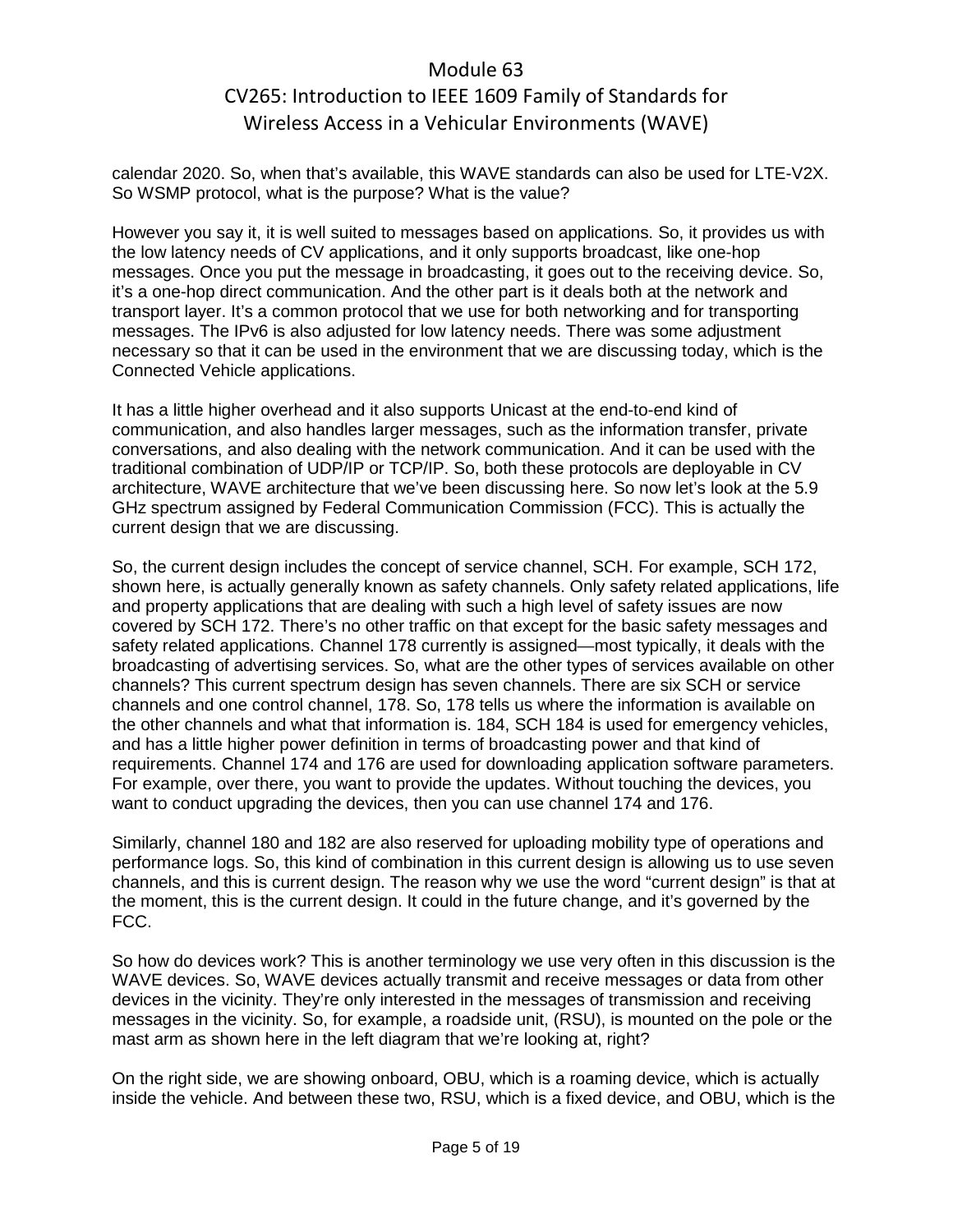calendar 2020. So, when that's available, this WAVE standards can also be used for LTE-V2X. So WSMP protocol, what is the purpose? What is the value?

However you say it, it is well suited to messages based on applications. So, it provides us with the low latency needs of CV applications, and it only supports broadcast, like one-hop messages. Once you put the message in broadcasting, it goes out to the receiving device. So, it's a one-hop direct communication. And the other part is it deals both at the network and transport layer. It's a common protocol that we use for both networking and for transporting messages. The IPv6 is also adjusted for low latency needs. There was some adjustment necessary so that it can be used in the environment that we are discussing today, which is the Connected Vehicle applications.

It has a little higher overhead and it also supports Unicast at the end-to-end kind of communication, and also handles larger messages, such as the information transfer, private conversations, and also dealing with the network communication. And it can be used with the traditional combination of UDP/IP or TCP/IP. So, both these protocols are deployable in CV architecture, WAVE architecture that we've been discussing here. So now let's look at the 5.9 GHz spectrum assigned by Federal Communication Commission (FCC). This is actually the current design that we are discussing.

So, the current design includes the concept of service channel, SCH. For example, SCH 172, shown here, is actually generally known as safety channels. Only safety related applications, life and property applications that are dealing with such a high level of safety issues are now covered by SCH 172. There's no other traffic on that except for the basic safety messages and safety related applications. Channel 178 currently is assigned—most typically, it deals with the broadcasting of advertising services. So, what are the other types of services available on other channels? This current spectrum design has seven channels. There are six SCH or service channels and one control channel, 178. So, 178 tells us where the information is available on the other channels and what that information is. 184, SCH 184 is used for emergency vehicles, and has a little higher power definition in terms of broadcasting power and that kind of requirements. Channel 174 and 176 are used for downloading application software parameters. For example, over there, you want to provide the updates. Without touching the devices, you want to conduct upgrading the devices, then you can use channel 174 and 176.

Similarly, channel 180 and 182 are also reserved for uploading mobility type of operations and performance logs. So, this kind of combination in this current design is allowing us to use seven channels, and this is current design. The reason why we use the word "current design" is that at the moment, this is the current design. It could in the future change, and it's governed by the FCC.

So how do devices work? This is another terminology we use very often in this discussion is the WAVE devices. So, WAVE devices actually transmit and receive messages or data from other devices in the vicinity. They're only interested in the messages of transmission and receiving messages in the vicinity. So, for example, a roadside unit, (RSU), is mounted on the pole or the mast arm as shown here in the left diagram that we're looking at, right?

On the right side, we are showing onboard, OBU, which is a roaming device, which is actually inside the vehicle. And between these two, RSU, which is a fixed device, and OBU, which is the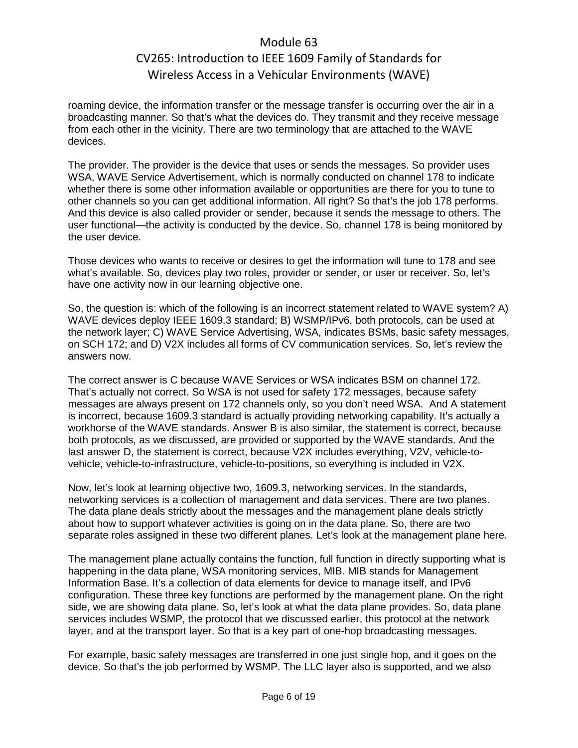roaming device, the information transfer or the message transfer is occurring over the air in a broadcasting manner. So that's what the devices do. They transmit and they receive message from each other in the vicinity. There are two terminology that are attached to the WAVE devices.

The provider. The provider is the device that uses or sends the messages. So provider uses WSA, WAVE Service Advertisement, which is normally conducted on channel 178 to indicate whether there is some other information available or opportunities are there for you to tune to other channels so you can get additional information. All right? So that's the job 178 performs. And this device is also called provider or sender, because it sends the message to others. The user functional—the activity is conducted by the device. So, channel 178 is being monitored by the user device.

Those devices who wants to receive or desires to get the information will tune to 178 and see what's available. So, devices play two roles, provider or sender, or user or receiver. So, let's have one activity now in our learning objective one.

So, the question is: which of the following is an incorrect statement related to WAVE system? A) WAVE devices deploy IEEE 1609.3 standard; B) WSMP/IPv6, both protocols, can be used at the network layer; C) WAVE Service Advertising, WSA, indicates BSMs, basic safety messages, on SCH 172; and D) V2X includes all forms of CV communication services. So, let's review the answers now.

The correct answer is C because WAVE Services or WSA indicates BSM on channel 172. That's actually not correct. So WSA is not used for safety 172 messages, because safety messages are always present on 172 channels only, so you don't need WSA. And A statement is incorrect, because 1609.3 standard is actually providing networking capability. It's actually a workhorse of the WAVE standards. Answer B is also similar, the statement is correct, because both protocols, as we discussed, are provided or supported by the WAVE standards. And the last answer D, the statement is correct, because V2X includes everything, V2V, vehicle-to-vehicle, vehicle-to-infrastructure, vehicle-to-positions, so everything is included in V2X.

Now, let's look at learning objective two, 1609.3, networking services. In the standards, networking services is a collection of management and data services. There are two planes. The data plane deals strictly about the messages and the management plane deals strictly about how to support whatever activities is going on in the data plane. So, there are two separate roles assigned in these two different planes. Let's look at the management plane here.

The management plane actually contains the function, full function in directly supporting what is happening in the data plane, WSA monitoring services, MIB. MIB stands for Management Information Base. It's a collection of data elements for device to manage itself, and IPv6 configuration. These three key functions are performed by the management plane. On the right side, we are showing data plane. So, let's look at what the data plane provides. So, data plane services includes WSMP, the protocol that we discussed earlier, this protocol at the network layer, and at the transport layer. So that is a key part of one-hop broadcasting messages.

For example, basic safety messages are transferred in one just single hop, and it goes on the device. So that's the job performed by WSMP. The LLC layer also is supported, and we also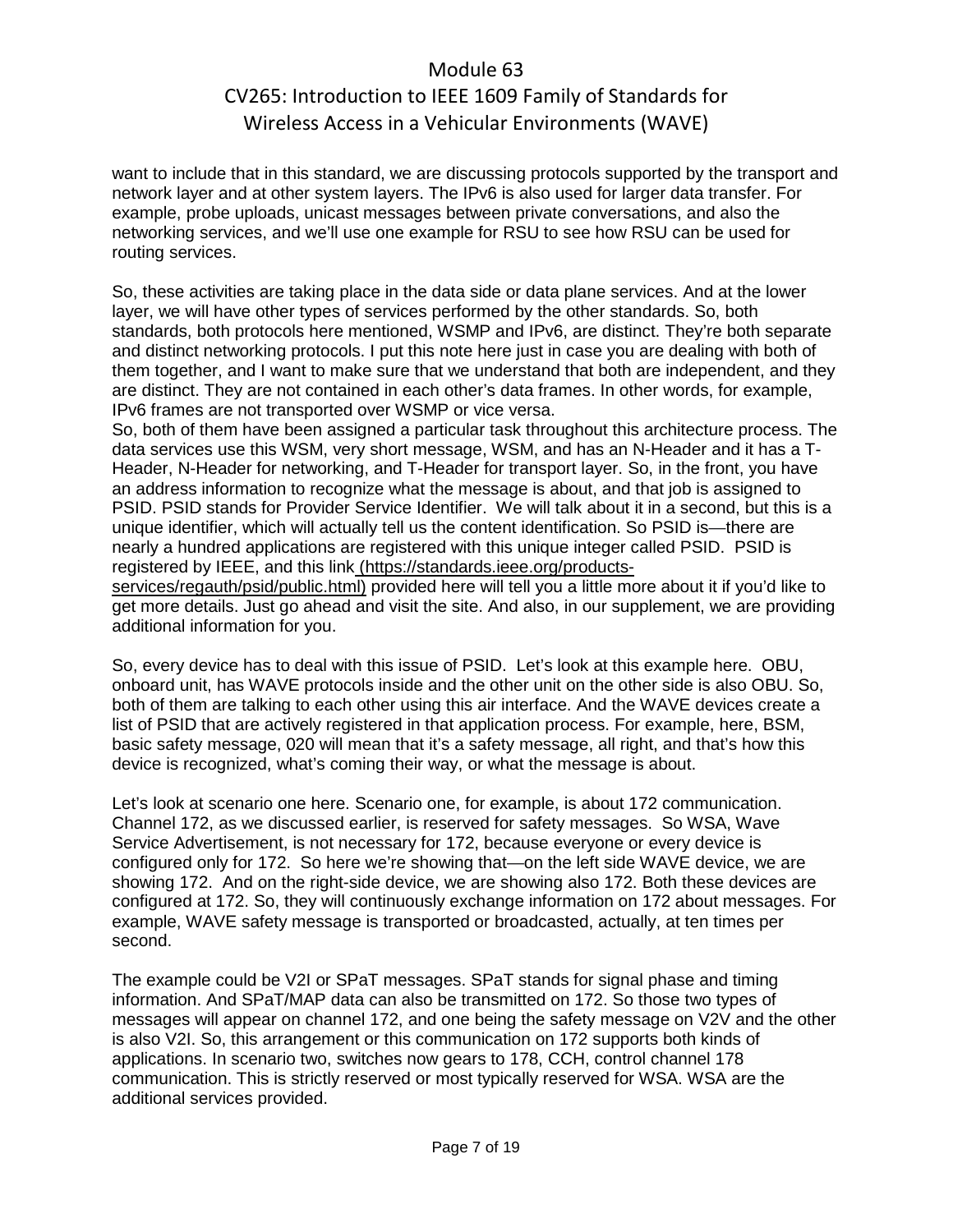want to include that in this standard, we are discussing protocols supported by the transport and network layer and at other system layers. The IPv6 is also used for larger data transfer. For example, probe uploads, unicast messages between private conversations, and also the networking services, and we'll use one example for RSU to see how RSU can be used for routing services.

So, these activities are taking place in the data side or data plane services. And at the lower layer, we will have other types of services performed by the other standards. So, both standards, both protocols here mentioned, WSMP and IPv6, are distinct. They're both separate and distinct networking protocols. I put this note here just in case you are dealing with both of them together, and I want to make sure that we understand that both are independent, and they are distinct. They are not contained in each other's data frames. In other words, for example, IPv6 frames are not transported over WSMP or vice versa.

So, both of them have been assigned a particular task throughout this architecture process. The data services use this WSM, very short message, WSM, and has an N-Header and it has a T-Header, N-Header for networking, and T-Header for transport layer. So, in the front, you have an address information to recognize what the message is about, and that job is assigned to PSID. PSID stands for Provider Service Identifier. We will talk about it in a second, but this is a unique identifier, which will actually tell us the content identification. So PSID is—there are nearly a hundred applications are registered with this unique integer called PSID. PSID is registered by IEEE, and this link (https://standards.ieee.org/products-services/regauth/psid/public.html) provided here will tell you a little more about it if you'd like to get more details. Just go ahead and visit the site. And also, in our supplement, we are providing additional information for you.

So, every device has to deal with this issue of PSID. Let's look at this example here. OBU, onboard unit, has WAVE protocols inside and the other unit on the other side is also OBU. So, both of them are talking to each other using this air interface. And the WAVE devices create a list of PSID that are actively registered in that application process. For example, here, BSM, basic safety message, 020 will mean that it's a safety message, all right, and that's how this device is recognized, what's coming their way, or what the message is about.

Let's look at scenario one here. Scenario one, for example, is about 172 communication. Channel 172, as we discussed earlier, is reserved for safety messages. So WSA, Wave Service Advertisement, is not necessary for 172, because everyone or every device is configured only for 172. So here we're showing that—on the left side WAVE device, we are showing 172. And on the right-side device, we are showing also 172. Both these devices are configured at 172. So, they will continuously exchange information on 172 about messages. For example, WAVE safety message is transported or broadcasted, actually, at ten times per second.

The example could be V2I or SPaT messages. SPaT stands for signal phase and timing information. And SPaT/MAP data can also be transmitted on 172. So those two types of messages will appear on channel 172, and one being the safety message on V2V and the other is also V2I. So, this arrangement or this communication on 172 supports both kinds of applications. In scenario two, switches now gears to 178, CCH, control channel 178 communication. This is strictly reserved or most typically reserved for WSA. WSA are the additional services provided.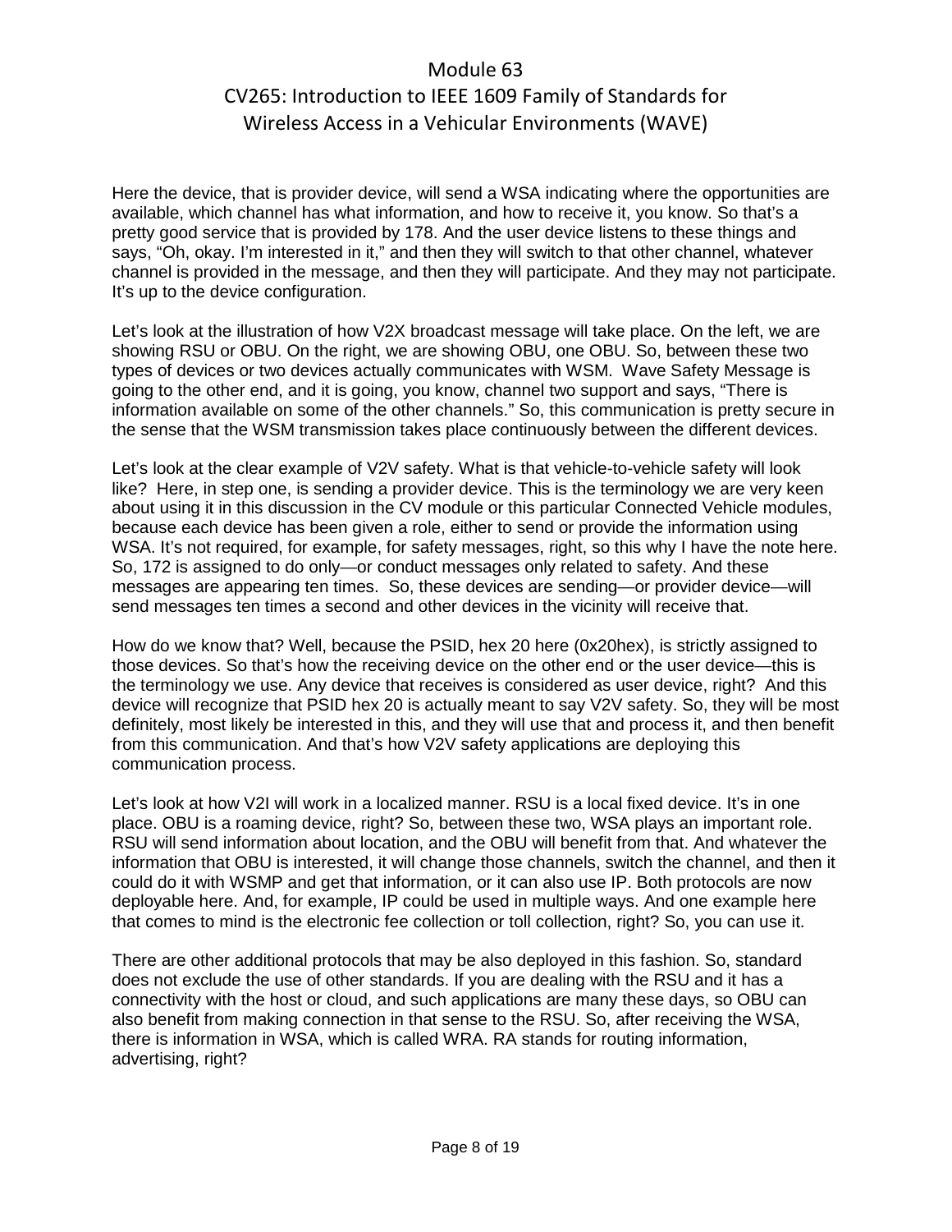Here the device, that is provider device, will send a WSA indicating where the opportunities are available, which channel has what information, and how to receive it, you know. So that's a pretty good service that is provided by 178. And the user device listens to these things and says, "Oh, okay. I'm interested in it," and then they will switch to that other channel, whatever channel is provided in the message, and then they will participate. And they may not participate. It's up to the device configuration.

Let's look at the illustration of how V2X broadcast message will take place. On the left, we are showing RSU or OBU. On the right, we are showing OBU, one OBU. So, between these two types of devices or two devices actually communicates with WSM. Wave Safety Message is going to the other end, and it is going, you know, channel two support and says, "There is information available on some of the other channels." So, this communication is pretty secure in the sense that the WSM transmission takes place continuously between the different devices.

Let's look at the clear example of V2V safety. What is that vehicle-to-vehicle safety will look like? Here, in step one, is sending a provider device. This is the terminology we are very keen about using it in this discussion in the CV module or this particular Connected Vehicle modules, because each device has been given a role, either to send or provide the information using WSA. It's not required, for example, for safety messages, right, so this why I have the note here. So, 172 is assigned to do only—or conduct messages only related to safety. And these messages are appearing ten times. So, these devices are sending—or provider device—will send messages ten times a second and other devices in the vicinity will receive that.

How do we know that? Well, because the PSID, hex 20 here (0x20hex), is strictly assigned to those devices. So that's how the receiving device on the other end or the user device—this is the terminology we use. Any device that receives is considered as user device, right? And this device will recognize that PSID hex 20 is actually meant to say V2V safety. So, they will be most definitely, most likely be interested in this, and they will use that and process it, and then benefit from this communication. And that's how V2V safety applications are deploying this communication process.

Let's look at how V2I will work in a localized manner. RSU is a local fixed device. It's in one place. OBU is a roaming device, right? So, between these two, WSA plays an important role. RSU will send information about location, and the OBU will benefit from that. And whatever the information that OBU is interested, it will change those channels, switch the channel, and then it could do it with WSMP and get that information, or it can also use IP. Both protocols are now deployable here. And, for example, IP could be used in multiple ways. And one example here that comes to mind is the electronic fee collection or toll collection, right? So, you can use it.

There are other additional protocols that may be also deployed in this fashion. So, standard does not exclude the use of other standards. If you are dealing with the RSU and it has a connectivity with the host or cloud, and such applications are many these days, so OBU can also benefit from making connection in that sense to the RSU. So, after receiving the WSA, there is information in WSA, which is called WRA. RA stands for routing information, advertising, right?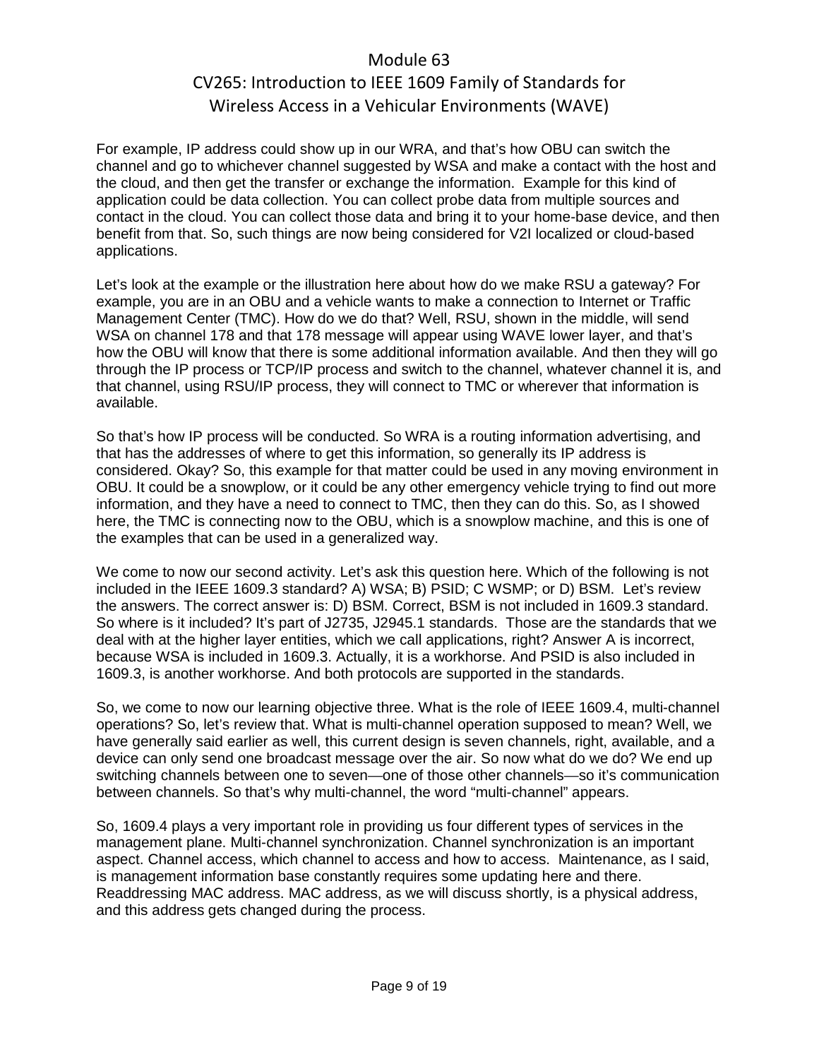For example, IP address could show up in our WRA, and that's how OBU can switch the channel and go to whichever channel suggested by WSA and make a contact with the host and the cloud, and then get the transfer or exchange the information. Example for this kind of application could be data collection. You can collect probe data from multiple sources and contact in the cloud. You can collect those data and bring it to your home-base device, and then benefit from that. So, such things are now being considered for V2I localized or cloud-based applications.

Let's look at the example or the illustration here about how do we make RSU a gateway? For example, you are in an OBU and a vehicle wants to make a connection to Internet or Traffic Management Center (TMC). How do we do that? Well, RSU, shown in the middle, will send WSA on channel 178 and that 178 message will appear using WAVE lower layer, and that's how the OBU will know that there is some additional information available. And then they will go through the IP process or TCP/IP process and switch to the channel, whatever channel it is, and that channel, using RSU/IP process, they will connect to TMC or wherever that information is available.

So that's how IP process will be conducted. So WRA is a routing information advertising, and that has the addresses of where to get this information, so generally its IP address is considered. Okay? So, this example for that matter could be used in any moving environment in OBU. It could be a snowplow, or it could be any other emergency vehicle trying to find out more information, and they have a need to connect to TMC, then they can do this. So, as I showed here, the TMC is connecting now to the OBU, which is a snowplow machine, and this is one of the examples that can be used in a generalized way.

We come to now our second activity. Let's ask this question here. Which of the following is not included in the IEEE 1609.3 standard? A) WSA; B) PSID; C WSMP; or D) BSM. Let's review the answers. The correct answer is: D) BSM. Correct, BSM is not included in 1609.3 standard. So where is it included? It's part of J2735, J2945.1 standards. Those are the standards that we deal with at the higher layer entities, which we call applications, right? Answer A is incorrect, because WSA is included in 1609.3. Actually, it is a workhorse. And PSID is also included in 1609.3, is another workhorse. And both protocols are supported in the standards.

So, we come to now our learning objective three. What is the role of IEEE 1609.4, multi-channel operations? So, let's review that. What is multi-channel operation supposed to mean? Well, we have generally said earlier as well, this current design is seven channels, right, available, and a device can only send one broadcast message over the air. So now what do we do? We end up switching channels between one to seven—one of those other channels—so it's communication between channels. So that's why multi-channel, the word "multi-channel" appears.

So, 1609.4 plays a very important role in providing us four different types of services in the management plane. Multi-channel synchronization. Channel synchronization is an important aspect. Channel access, which channel to access and how to access. Maintenance, as I said, is management information base constantly requires some updating here and there. Readdressing MAC address. MAC address, as we will discuss shortly, is a physical address, and this address gets changed during the process.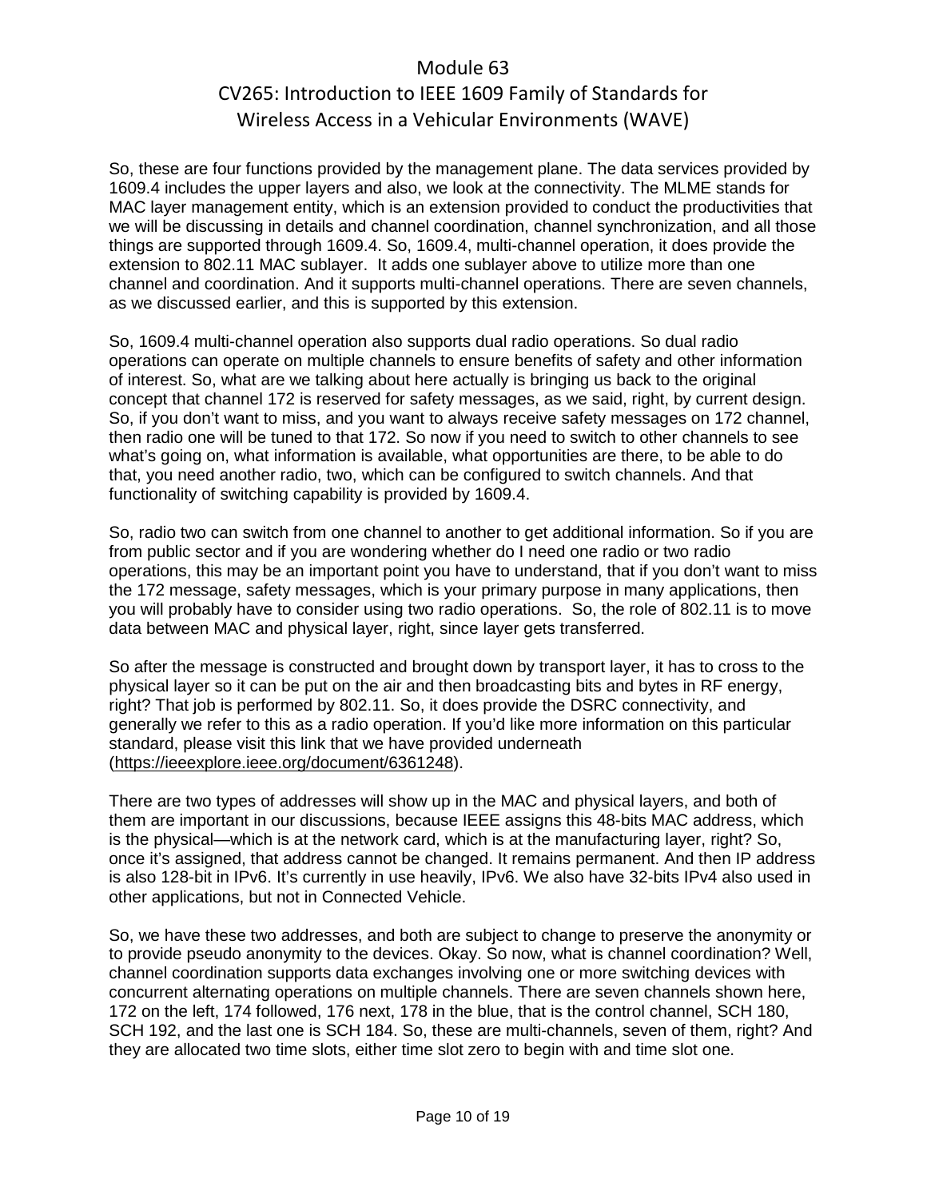So, these are four functions provided by the management plane. The data services provided by 1609.4 includes the upper layers and also, we look at the connectivity. The MLME stands for MAC layer management entity, which is an extension provided to conduct the productivities that we will be discussing in details and channel coordination, channel synchronization, and all those things are supported through 1609.4. So, 1609.4, multi-channel operation, it does provide the extension to 802.11 MAC sublayer. It adds one sublayer above to utilize more than one channel and coordination. And it supports multi-channel operations. There are seven channels, as we discussed earlier, and this is supported by this extension.

So, 1609.4 multi-channel operation also supports dual radio operations. So dual radio operations can operate on multiple channels to ensure benefits of safety and other information of interest. So, what are we talking about here actually is bringing us back to the original concept that channel 172 is reserved for safety messages, as we said, right, by current design. So, if you don't want to miss, and you want to always receive safety messages on 172 channel, then radio one will be tuned to that 172. So now if you need to switch to other channels to see what's going on, what information is available, what opportunities are there, to be able to do that, you need another radio, two, which can be configured to switch channels. And that functionality of switching capability is provided by 1609.4.

So, radio two can switch from one channel to another to get additional information. So if you are from public sector and if you are wondering whether do I need one radio or two radio operations, this may be an important point you have to understand, that if you don't want to miss the 172 message, safety messages, which is your primary purpose in many applications, then you will probably have to consider using two radio operations. So, the role of 802.11 is to move data between MAC and physical layer, right, since layer gets transferred.

So after the message is constructed and brought down by transport layer, it has to cross to the physical layer so it can be put on the air and then broadcasting bits and bytes in RF energy, right? That job is performed by 802.11. So, it does provide the DSRC connectivity, and generally we refer to this as a radio operation. If you'd like more information on this particular standard, please visit this link that we have provided underneath (https://ieeexplore.ieee.org/document/6361248).

There are two types of addresses will show up in the MAC and physical layers, and both of them are important in our discussions, because IEEE assigns this 48-bits MAC address, which is the physical—which is at the network card, which is at the manufacturing layer, right? So, once it's assigned, that address cannot be changed. It remains permanent. And then IP address is also 128-bit in IPv6. It's currently in use heavily, IPv6. We also have 32-bits IPv4 also used in other applications, but not in Connected Vehicle.

So, we have these two addresses, and both are subject to change to preserve the anonymity or to provide pseudo anonymity to the devices. Okay. So now, what is channel coordination? Well, channel coordination supports data exchanges involving one or more switching devices with concurrent alternating operations on multiple channels. There are seven channels shown here, 172 on the left, 174 followed, 176 next, 178 in the blue, that is the control channel, SCH 180, SCH 192, and the last one is SCH 184. So, these are multi-channels, seven of them, right? And they are allocated two time slots, either time slot zero to begin with and time slot one.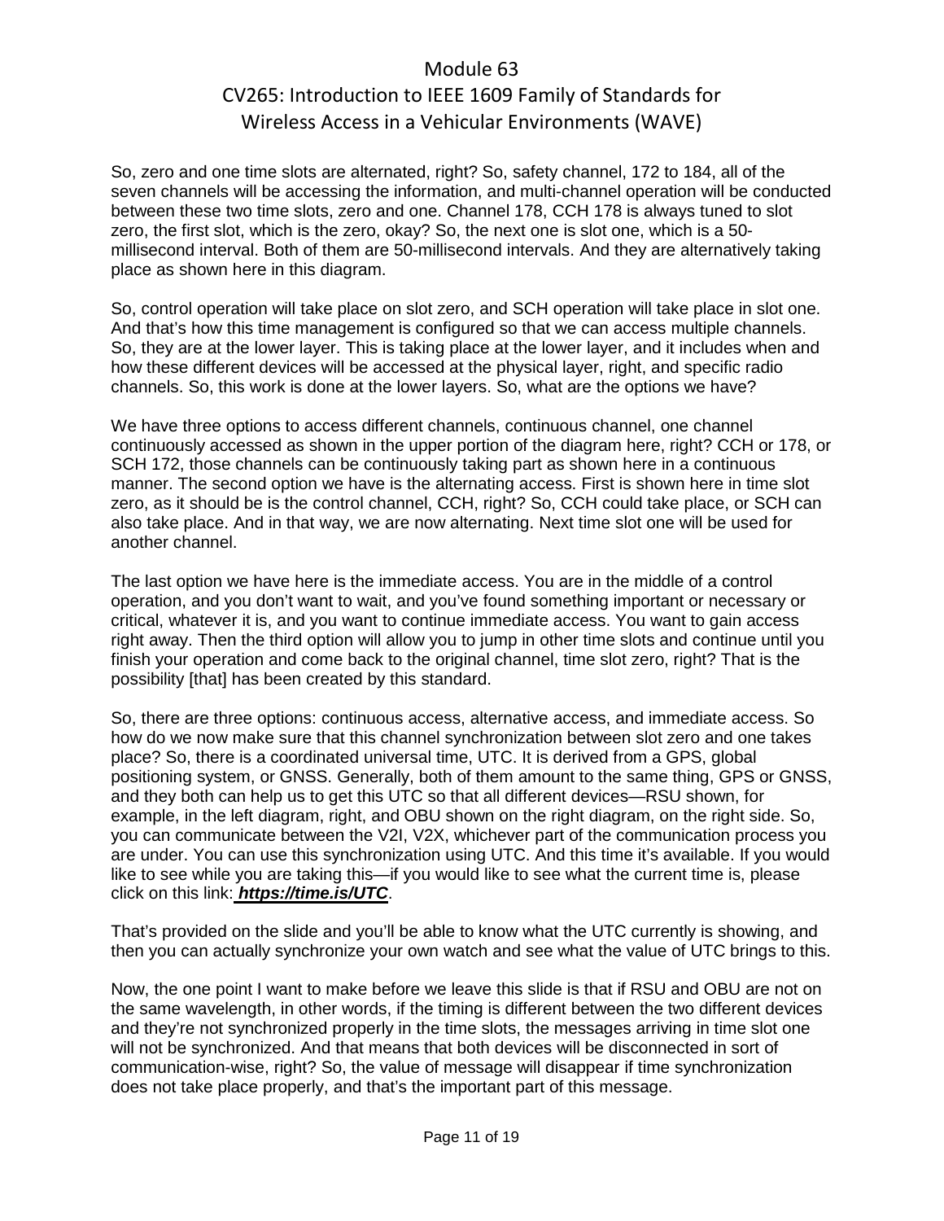So, zero and one time slots are alternated, right? So, safety channel, 172 to 184, all of the seven channels will be accessing the information, and multi-channel operation will be conducted between these two time slots, zero and one. Channel 178, CCH 178 is always tuned to slot zero, the first slot, which is the zero, okay? So, the next one is slot one, which is a 50-millisecond interval. Both of them are 50-millisecond intervals. And they are alternatively taking place as shown here in this diagram.

So, control operation will take place on slot zero, and SCH operation will take place in slot one. And that's how this time management is configured so that we can access multiple channels. So, they are at the lower layer. This is taking place at the lower layer, and it includes when and how these different devices will be accessed at the physical layer, right, and specific radio channels. So, this work is done at the lower layers. So, what are the options we have?

We have three options to access different channels, continuous channel, one channel continuously accessed as shown in the upper portion of the diagram here, right? CCH or 178, or SCH 172, those channels can be continuously taking part as shown here in a continuous manner. The second option we have is the alternating access. First is shown here in time slot zero, as it should be is the control channel, CCH, right? So, CCH could take place, or SCH can also take place. And in that way, we are now alternating. Next time slot one will be used for another channel.

The last option we have here is the immediate access. You are in the middle of a control operation, and you don't want to wait, and you've found something important or necessary or critical, whatever it is, and you want to continue immediate access. You want to gain access right away. Then the third option will allow you to jump in other time slots and continue until you finish your operation and come back to the original channel, time slot zero, right? That is the possibility [that] has been created by this standard.

So, there are three options: continuous access, alternative access, and immediate access. So how do we now make sure that this channel synchronization between slot zero and one takes place? So, there is a coordinated universal time, UTC. It is derived from a GPS, global positioning system, or GNSS. Generally, both of them amount to the same thing, GPS or GNSS, and they both can help us to get this UTC so that all different devices—RSU shown, for example, in the left diagram, right, and OBU shown on the right diagram, on the right side. So, you can communicate between the V2I, V2X, whichever part of the communication process you are under. You can use this synchronization using UTC. And this time it's available. If you would like to see while you are taking this—if you would like to see what the current time is, please click on this link: ***https://time.is/UTC***.

That's provided on the slide and you'll be able to know what the UTC currently is showing, and then you can actually synchronize your own watch and see what the value of UTC brings to this.

Now, the one point I want to make before we leave this slide is that if RSU and OBU are not on the same wavelength, in other words, if the timing is different between the two different devices and they're not synchronized properly in the time slots, the messages arriving in time slot one will not be synchronized. And that means that both devices will be disconnected in sort of communication-wise, right? So, the value of message will disappear if time synchronization does not take place properly, and that's the important part of this message.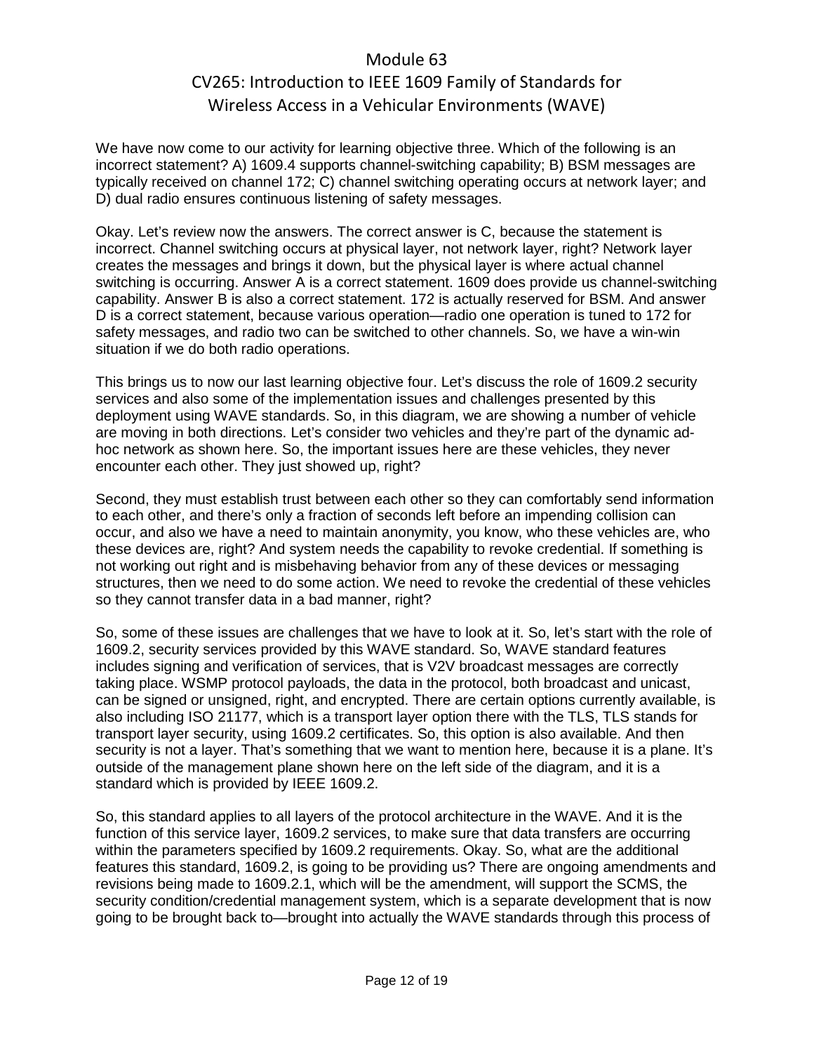We have now come to our activity for learning objective three. Which of the following is an incorrect statement? A) 1609.4 supports channel-switching capability; B) BSM messages are typically received on channel 172; C) channel switching operating occurs at network layer; and D) dual radio ensures continuous listening of safety messages.

Okay. Let's review now the answers. The correct answer is C, because the statement is incorrect. Channel switching occurs at physical layer, not network layer, right? Network layer creates the messages and brings it down, but the physical layer is where actual channel switching is occurring. Answer A is a correct statement. 1609 does provide us channel-switching capability. Answer B is also a correct statement. 172 is actually reserved for BSM. And answer D is a correct statement, because various operation—radio one operation is tuned to 172 for safety messages, and radio two can be switched to other channels. So, we have a win-win situation if we do both radio operations.

This brings us to now our last learning objective four. Let's discuss the role of 1609.2 security services and also some of the implementation issues and challenges presented by this deployment using WAVE standards. So, in this diagram, we are showing a number of vehicle are moving in both directions. Let's consider two vehicles and they're part of the dynamic ad-hoc network as shown here. So, the important issues here are these vehicles, they never encounter each other. They just showed up, right?

Second, they must establish trust between each other so they can comfortably send information to each other, and there's only a fraction of seconds left before an impending collision can occur, and also we have a need to maintain anonymity, you know, who these vehicles are, who these devices are, right? And system needs the capability to revoke credential. If something is not working out right and is misbehaving behavior from any of these devices or messaging structures, then we need to do some action. We need to revoke the credential of these vehicles so they cannot transfer data in a bad manner, right?

So, some of these issues are challenges that we have to look at it. So, let's start with the role of 1609.2, security services provided by this WAVE standard. So, WAVE standard features includes signing and verification of services, that is V2V broadcast messages are correctly taking place. WSMP protocol payloads, the data in the protocol, both broadcast and unicast, can be signed or unsigned, right, and encrypted. There are certain options currently available, is also including ISO 21177, which is a transport layer option there with the TLS, TLS stands for transport layer security, using 1609.2 certificates. So, this option is also available. And then security is not a layer. That's something that we want to mention here, because it is a plane. It's outside of the management plane shown here on the left side of the diagram, and it is a standard which is provided by IEEE 1609.2.

So, this standard applies to all layers of the protocol architecture in the WAVE. And it is the function of this service layer, 1609.2 services, to make sure that data transfers are occurring within the parameters specified by 1609.2 requirements. Okay. So, what are the additional features this standard, 1609.2, is going to be providing us? There are ongoing amendments and revisions being made to 1609.2.1, which will be the amendment, will support the SCMS, the security condition/credential management system, which is a separate development that is now going to be brought back to—brought into actually the WAVE standards through this process of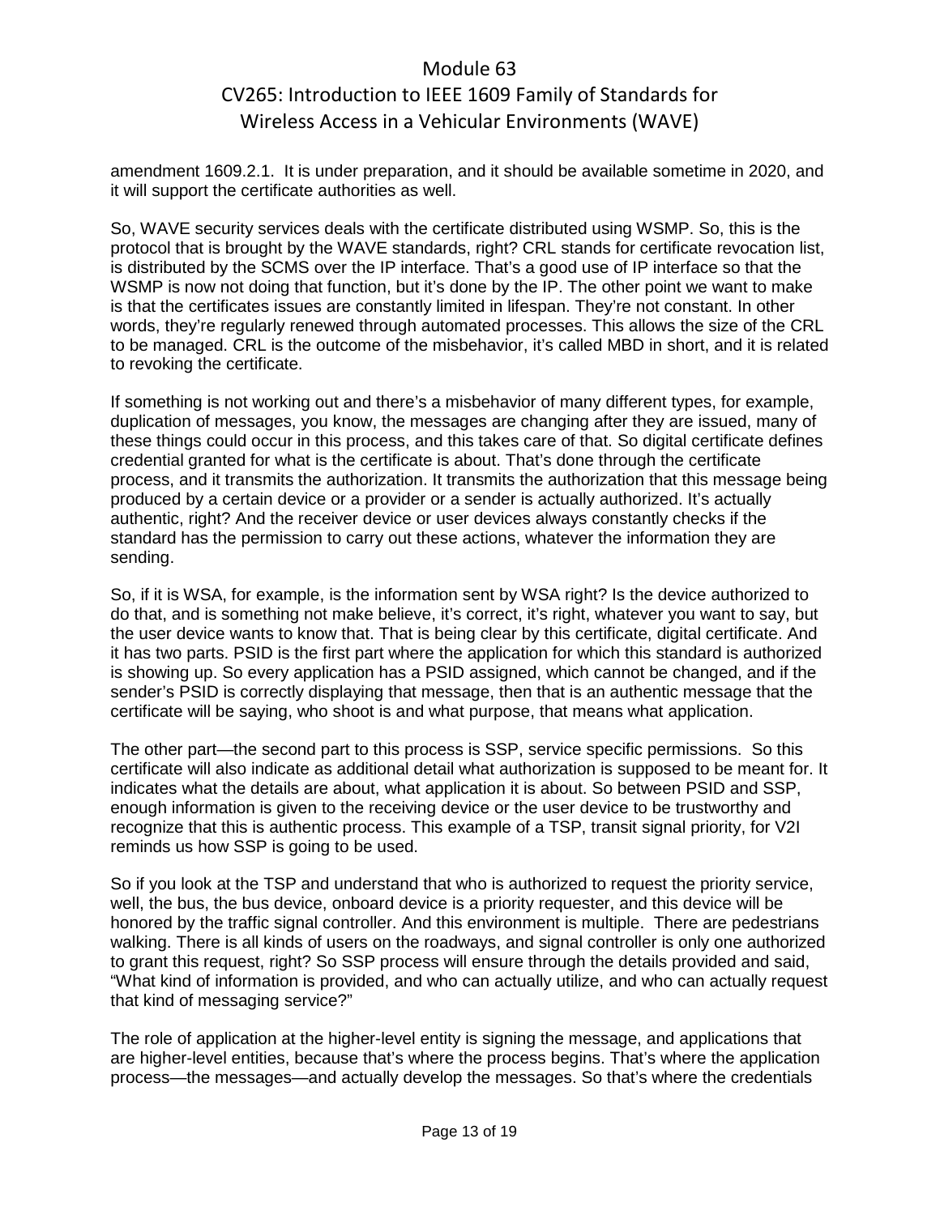amendment 1609.2.1. It is under preparation, and it should be available sometime in 2020, and it will support the certificate authorities as well.

So, WAVE security services deals with the certificate distributed using WSMP. So, this is the protocol that is brought by the WAVE standards, right? CRL stands for certificate revocation list, is distributed by the SCMS over the IP interface. That's a good use of IP interface so that the WSMP is now not doing that function, but it's done by the IP. The other point we want to make is that the certificates issues are constantly limited in lifespan. They're not constant. In other words, they're regularly renewed through automated processes. This allows the size of the CRL to be managed. CRL is the outcome of the misbehavior, it's called MBD in short, and it is related to revoking the certificate.

If something is not working out and there's a misbehavior of many different types, for example, duplication of messages, you know, the messages are changing after they are issued, many of these things could occur in this process, and this takes care of that. So digital certificate defines credential granted for what is the certificate is about. That's done through the certificate process, and it transmits the authorization. It transmits the authorization that this message being produced by a certain device or a provider or a sender is actually authorized. It's actually authentic, right? And the receiver device or user devices always constantly checks if the standard has the permission to carry out these actions, whatever the information they are sending.

So, if it is WSA, for example, is the information sent by WSA right? Is the device authorized to do that, and is something not make believe, it's correct, it's right, whatever you want to say, but the user device wants to know that. That is being clear by this certificate, digital certificate. And it has two parts. PSID is the first part where the application for which this standard is authorized is showing up. So every application has a PSID assigned, which cannot be changed, and if the sender's PSID is correctly displaying that message, then that is an authentic message that the certificate will be saying, who shoot is and what purpose, that means what application.

The other part—the second part to this process is SSP, service specific permissions. So this certificate will also indicate as additional detail what authorization is supposed to be meant for. It indicates what the details are about, what application it is about. So between PSID and SSP, enough information is given to the receiving device or the user device to be trustworthy and recognize that this is authentic process. This example of a TSP, transit signal priority, for V2I reminds us how SSP is going to be used.

So if you look at the TSP and understand that who is authorized to request the priority service, well, the bus, the bus device, onboard device is a priority requester, and this device will be honored by the traffic signal controller. And this environment is multiple. There are pedestrians walking. There is all kinds of users on the roadways, and signal controller is only one authorized to grant this request, right? So SSP process will ensure through the details provided and said, "What kind of information is provided, and who can actually utilize, and who can actually request that kind of messaging service?"

The role of application at the higher-level entity is signing the message, and applications that are higher-level entities, because that's where the process begins. That's where the application process—the messages—and actually develop the messages. So that's where the credentials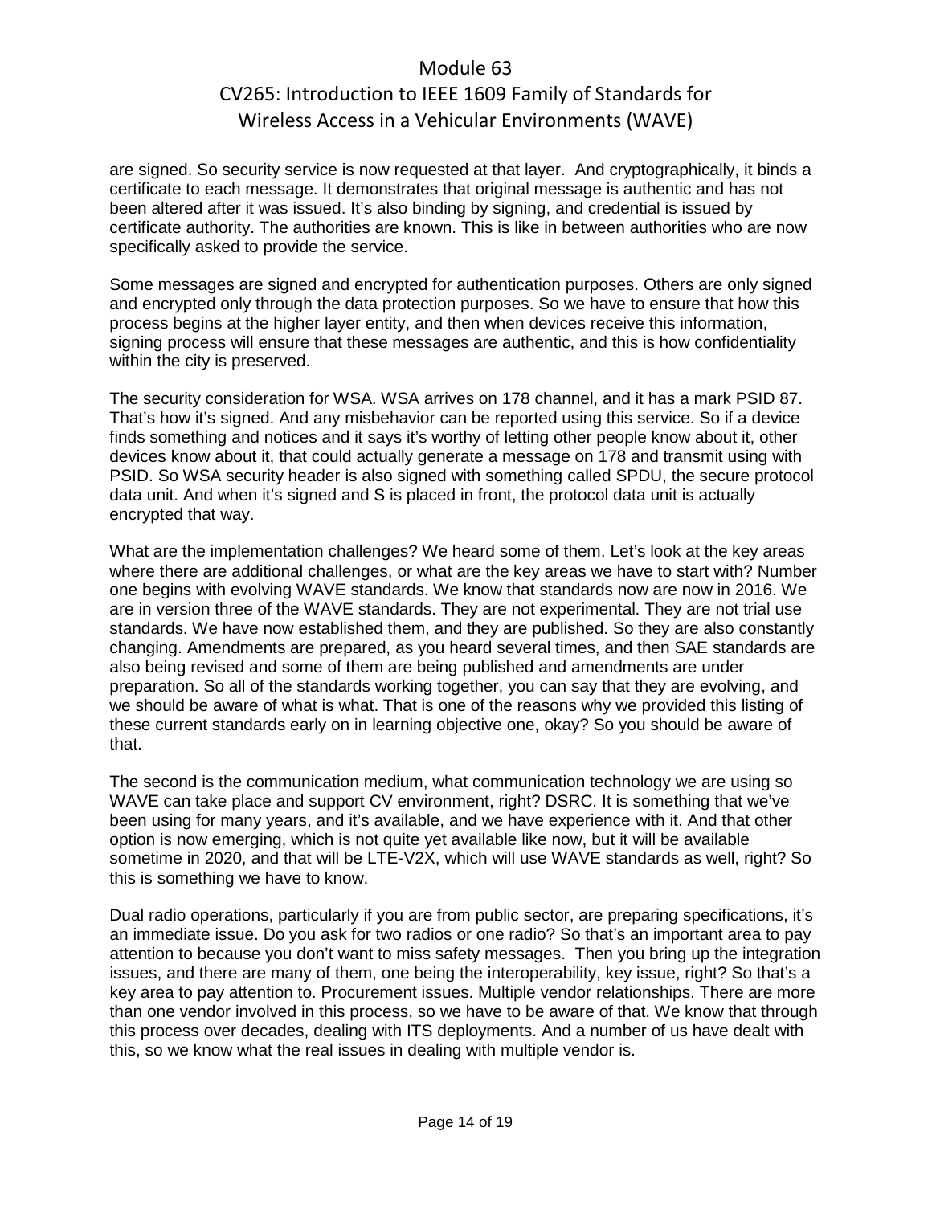are signed. So security service is now requested at that layer. And cryptographically, it binds a certificate to each message. It demonstrates that original message is authentic and has not been altered after it was issued. It's also binding by signing, and credential is issued by certificate authority. The authorities are known. This is like in between authorities who are now specifically asked to provide the service.

Some messages are signed and encrypted for authentication purposes. Others are only signed and encrypted only through the data protection purposes. So we have to ensure that how this process begins at the higher layer entity, and then when devices receive this information, signing process will ensure that these messages are authentic, and this is how confidentiality within the city is preserved.

The security consideration for WSA. WSA arrives on 178 channel, and it has a mark PSID 87. That's how it's signed. And any misbehavior can be reported using this service. So if a device finds something and notices and it says it's worthy of letting other people know about it, other devices know about it, that could actually generate a message on 178 and transmit using with PSID. So WSA security header is also signed with something called SPDU, the secure protocol data unit. And when it's signed and S is placed in front, the protocol data unit is actually encrypted that way.

What are the implementation challenges? We heard some of them. Let's look at the key areas where there are additional challenges, or what are the key areas we have to start with? Number one begins with evolving WAVE standards. We know that standards now are now in 2016. We are in version three of the WAVE standards. They are not experimental. They are not trial use standards. We have now established them, and they are published. So they are also constantly changing. Amendments are prepared, as you heard several times, and then SAE standards are also being revised and some of them are being published and amendments are under preparation. So all of the standards working together, you can say that they are evolving, and we should be aware of what is what. That is one of the reasons why we provided this listing of these current standards early on in learning objective one, okay? So you should be aware of that.

The second is the communication medium, what communication technology we are using so WAVE can take place and support CV environment, right? DSRC. It is something that we've been using for many years, and it's available, and we have experience with it. And that other option is now emerging, which is not quite yet available like now, but it will be available sometime in 2020, and that will be LTE-V2X, which will use WAVE standards as well, right? So this is something we have to know.

Dual radio operations, particularly if you are from public sector, are preparing specifications, it's an immediate issue. Do you ask for two radios or one radio? So that's an important area to pay attention to because you don't want to miss safety messages. Then you bring up the integration issues, and there are many of them, one being the interoperability, key issue, right? So that's a key area to pay attention to. Procurement issues. Multiple vendor relationships. There are more than one vendor involved in this process, so we have to be aware of that. We know that through this process over decades, dealing with ITS deployments. And a number of us have dealt with this, so we know what the real issues in dealing with multiple vendor is.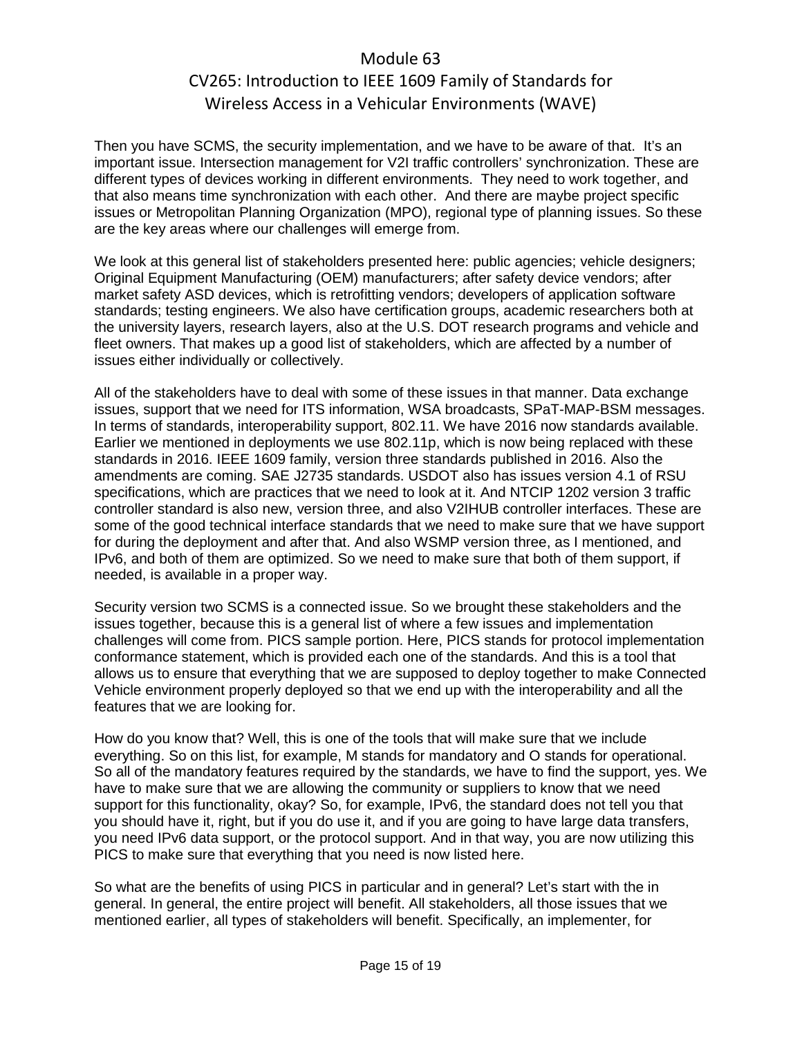Then you have SCMS, the security implementation, and we have to be aware of that. It's an important issue. Intersection management for V2I traffic controllers' synchronization. These are different types of devices working in different environments. They need to work together, and that also means time synchronization with each other. And there are maybe project specific issues or Metropolitan Planning Organization (MPO), regional type of planning issues. So these are the key areas where our challenges will emerge from.

We look at this general list of stakeholders presented here: public agencies; vehicle designers; Original Equipment Manufacturing (OEM) manufacturers; after safety device vendors; after market safety ASD devices, which is retrofitting vendors; developers of application software standards; testing engineers. We also have certification groups, academic researchers both at the university layers, research layers, also at the U.S. DOT research programs and vehicle and fleet owners. That makes up a good list of stakeholders, which are affected by a number of issues either individually or collectively.

All of the stakeholders have to deal with some of these issues in that manner. Data exchange issues, support that we need for ITS information, WSA broadcasts, SPaT-MAP-BSM messages. In terms of standards, interoperability support, 802.11. We have 2016 now standards available. Earlier we mentioned in deployments we use 802.11p, which is now being replaced with these standards in 2016. IEEE 1609 family, version three standards published in 2016. Also the amendments are coming. SAE J2735 standards. USDOT also has issues version 4.1 of RSU specifications, which are practices that we need to look at it. And NTCIP 1202 version 3 traffic controller standard is also new, version three, and also V2IHUB controller interfaces. These are some of the good technical interface standards that we need to make sure that we have support for during the deployment and after that. And also WSMP version three, as I mentioned, and IPv6, and both of them are optimized. So we need to make sure that both of them support, if needed, is available in a proper way.

Security version two SCMS is a connected issue. So we brought these stakeholders and the issues together, because this is a general list of where a few issues and implementation challenges will come from. PICS sample portion. Here, PICS stands for protocol implementation conformance statement, which is provided each one of the standards. And this is a tool that allows us to ensure that everything that we are supposed to deploy together to make Connected Vehicle environment properly deployed so that we end up with the interoperability and all the features that we are looking for.

How do you know that? Well, this is one of the tools that will make sure that we include everything. So on this list, for example, M stands for mandatory and O stands for operational. So all of the mandatory features required by the standards, we have to find the support, yes. We have to make sure that we are allowing the community or suppliers to know that we need support for this functionality, okay? So, for example, IPv6, the standard does not tell you that you should have it, right, but if you do use it, and if you are going to have large data transfers, you need IPv6 data support, or the protocol support. And in that way, you are now utilizing this PICS to make sure that everything that you need is now listed here.

So what are the benefits of using PICS in particular and in general? Let's start with the in general. In general, the entire project will benefit. All stakeholders, all those issues that we mentioned earlier, all types of stakeholders will benefit. Specifically, an implementer, for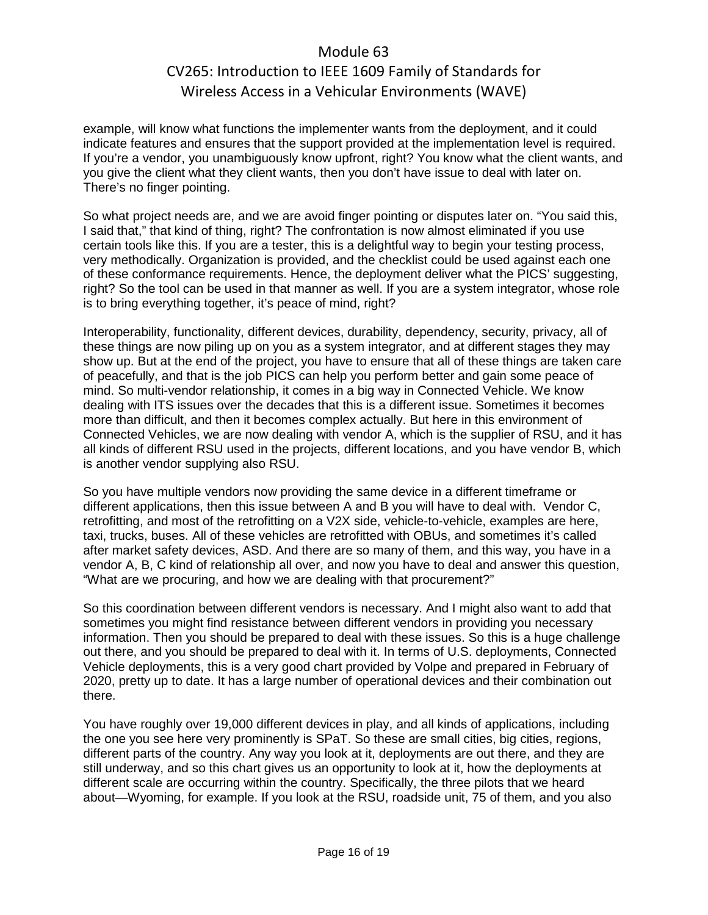example, will know what functions the implementer wants from the deployment, and it could indicate features and ensures that the support provided at the implementation level is required. If you're a vendor, you unambiguously know upfront, right? You know what the client wants, and you give the client what they client wants, then you don't have issue to deal with later on. There's no finger pointing.

So what project needs are, and we are avoid finger pointing or disputes later on. "You said this, I said that," that kind of thing, right? The confrontation is now almost eliminated if you use certain tools like this. If you are a tester, this is a delightful way to begin your testing process, very methodically. Organization is provided, and the checklist could be used against each one of these conformance requirements. Hence, the deployment deliver what the PICS' suggesting, right? So the tool can be used in that manner as well. If you are a system integrator, whose role is to bring everything together, it's peace of mind, right?

Interoperability, functionality, different devices, durability, dependency, security, privacy, all of these things are now piling up on you as a system integrator, and at different stages they may show up. But at the end of the project, you have to ensure that all of these things are taken care of peacefully, and that is the job PICS can help you perform better and gain some peace of mind. So multi-vendor relationship, it comes in a big way in Connected Vehicle. We know dealing with ITS issues over the decades that this is a different issue. Sometimes it becomes more than difficult, and then it becomes complex actually. But here in this environment of Connected Vehicles, we are now dealing with vendor A, which is the supplier of RSU, and it has all kinds of different RSU used in the projects, different locations, and you have vendor B, which is another vendor supplying also RSU.

So you have multiple vendors now providing the same device in a different timeframe or different applications, then this issue between A and B you will have to deal with. Vendor C, retrofitting, and most of the retrofitting on a V2X side, vehicle-to-vehicle, examples are here, taxi, trucks, buses. All of these vehicles are retrofitted with OBUs, and sometimes it's called after market safety devices, ASD. And there are so many of them, and this way, you have in a vendor A, B, C kind of relationship all over, and now you have to deal and answer this question, "What are we procuring, and how we are dealing with that procurement?"

So this coordination between different vendors is necessary. And I might also want to add that sometimes you might find resistance between different vendors in providing you necessary information. Then you should be prepared to deal with these issues. So this is a huge challenge out there, and you should be prepared to deal with it. In terms of U.S. deployments, Connected Vehicle deployments, this is a very good chart provided by Volpe and prepared in February of 2020, pretty up to date. It has a large number of operational devices and their combination out there.

You have roughly over 19,000 different devices in play, and all kinds of applications, including the one you see here very prominently is SPaT. So these are small cities, big cities, regions, different parts of the country. Any way you look at it, deployments are out there, and they are still underway, and so this chart gives us an opportunity to look at it, how the deployments at different scale are occurring within the country. Specifically, the three pilots that we heard about—Wyoming, for example. If you look at the RSU, roadside unit, 75 of them, and you also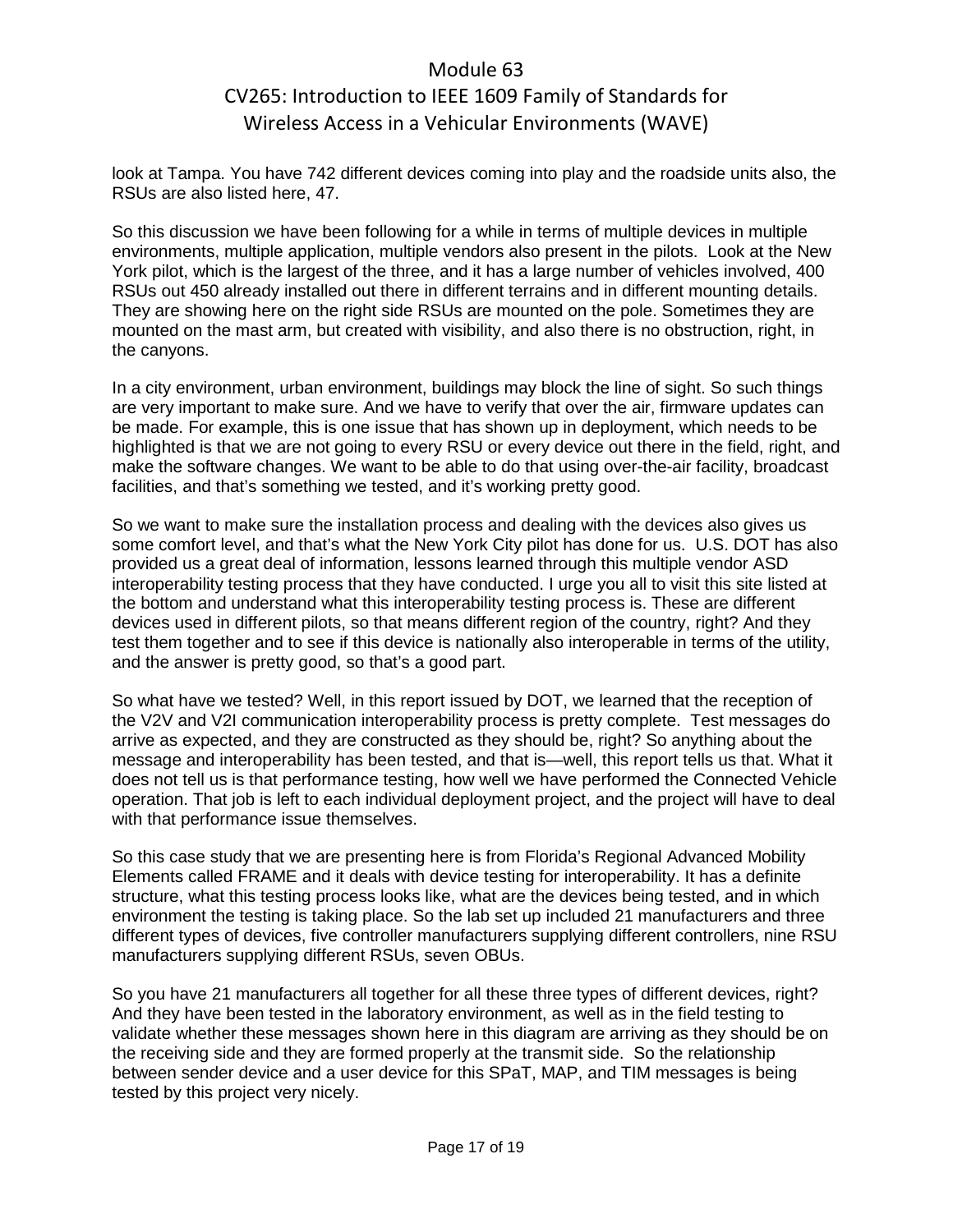look at Tampa. You have 742 different devices coming into play and the roadside units also, the RSUs are also listed here, 47.

So this discussion we have been following for a while in terms of multiple devices in multiple environments, multiple application, multiple vendors also present in the pilots. Look at the New York pilot, which is the largest of the three, and it has a large number of vehicles involved, 400 RSUs out 450 already installed out there in different terrains and in different mounting details. They are showing here on the right side RSUs are mounted on the pole. Sometimes they are mounted on the mast arm, but created with visibility, and also there is no obstruction, right, in the canyons.

In a city environment, urban environment, buildings may block the line of sight. So such things are very important to make sure. And we have to verify that over the air, firmware updates can be made. For example, this is one issue that has shown up in deployment, which needs to be highlighted is that we are not going to every RSU or every device out there in the field, right, and make the software changes. We want to be able to do that using over-the-air facility, broadcast facilities, and that's something we tested, and it's working pretty good.

So we want to make sure the installation process and dealing with the devices also gives us some comfort level, and that's what the New York City pilot has done for us. U.S. DOT has also provided us a great deal of information, lessons learned through this multiple vendor ASD interoperability testing process that they have conducted. I urge you all to visit this site listed at the bottom and understand what this interoperability testing process is. These are different devices used in different pilots, so that means different region of the country, right? And they test them together and to see if this device is nationally also interoperable in terms of the utility, and the answer is pretty good, so that's a good part.

So what have we tested? Well, in this report issued by DOT, we learned that the reception of the V2V and V2I communication interoperability process is pretty complete. Test messages do arrive as expected, and they are constructed as they should be, right? So anything about the message and interoperability has been tested, and that is—well, this report tells us that. What it does not tell us is that performance testing, how well we have performed the Connected Vehicle operation. That job is left to each individual deployment project, and the project will have to deal with that performance issue themselves.

So this case study that we are presenting here is from Florida's Regional Advanced Mobility Elements called FRAME and it deals with device testing for interoperability. It has a definite structure, what this testing process looks like, what are the devices being tested, and in which environment the testing is taking place. So the lab set up included 21 manufacturers and three different types of devices, five controller manufacturers supplying different controllers, nine RSU manufacturers supplying different RSUs, seven OBUs.

So you have 21 manufacturers all together for all these three types of different devices, right? And they have been tested in the laboratory environment, as well as in the field testing to validate whether these messages shown here in this diagram are arriving as they should be on the receiving side and they are formed properly at the transmit side. So the relationship between sender device and a user device for this SPaT, MAP, and TIM messages is being tested by this project very nicely.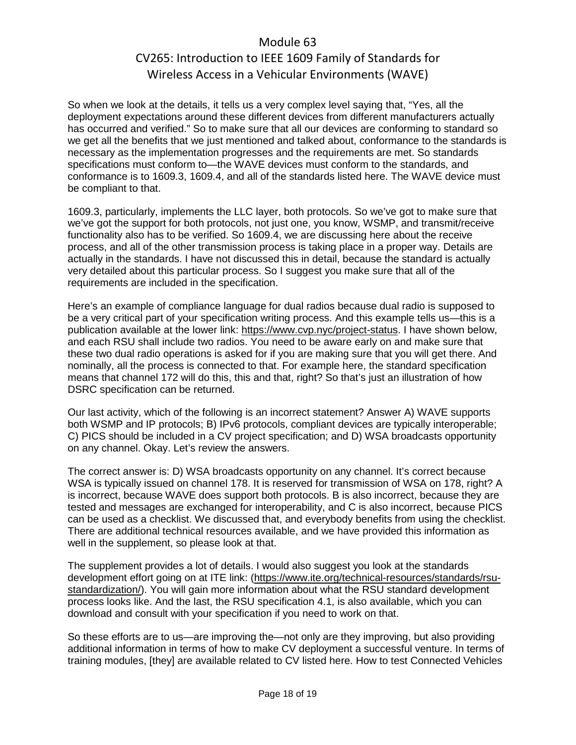So when we look at the details, it tells us a very complex level saying that, “Yes, all the deployment expectations around these different devices from different manufacturers actually has occurred and verified.” So to make sure that all our devices are conforming to standard so we get all the benefits that we just mentioned and talked about, conformance to the standards is necessary as the implementation progresses and the requirements are met. So standards specifications must conform to—the WAVE devices must conform to the standards, and conformance is to 1609.3, 1609.4, and all of the standards listed here. The WAVE device must be compliant to that.

1609.3, particularly, implements the LLC layer, both protocols. So we’ve got to make sure that we’ve got the support for both protocols, not just one, you know, WSMP, and transmit/receive functionality also has to be verified. So 1609.4, we are discussing here about the receive process, and all of the other transmission process is taking place in a proper way. Details are actually in the standards. I have not discussed this in detail, because the standard is actually very detailed about this particular process. So I suggest you make sure that all of the requirements are included in the specification.

Here’s an example of compliance language for dual radios because dual radio is supposed to be a very critical part of your specification writing process. And this example tells us—this is a publication available at the lower link: https://www.cvp.nyc/project-status. I have shown below, and each RSU shall include two radios. You need to be aware early on and make sure that these two dual radio operations is asked for if you are making sure that you will get there. And nominally, all the process is connected to that. For example here, the standard specification means that channel 172 will do this, this and that, right? So that’s just an illustration of how DSRC specification can be returned.

Our last activity, which of the following is an incorrect statement? Answer A) WAVE supports both WSMP and IP protocols; B) IPv6 protocols, compliant devices are typically interoperable; C) PICS should be included in a CV project specification; and D) WSA broadcasts opportunity on any channel. Okay. Let’s review the answers.

The correct answer is: D) WSA broadcasts opportunity on any channel. It’s correct because WSA is typically issued on channel 178. It is reserved for transmission of WSA on 178, right? A is incorrect, because WAVE does support both protocols. B is also incorrect, because they are tested and messages are exchanged for interoperability, and C is also incorrect, because PICS can be used as a checklist. We discussed that, and everybody benefits from using the checklist. There are additional technical resources available, and we have provided this information as well in the supplement, so please look at that.

The supplement provides a lot of details. I would also suggest you look at the standards development effort going on at ITE link: (https://www.ite.org/technical-resources/standards/rsu-standardization/). You will gain more information about what the RSU standard development process looks like. And the last, the RSU specification 4.1, is also available, which you can download and consult with your specification if you need to work on that.

So these efforts are to us—are improving the—not only are they improving, but also providing additional information in terms of how to make CV deployment a successful venture. In terms of training modules, [they] are available related to CV listed here. How to test Connected Vehicles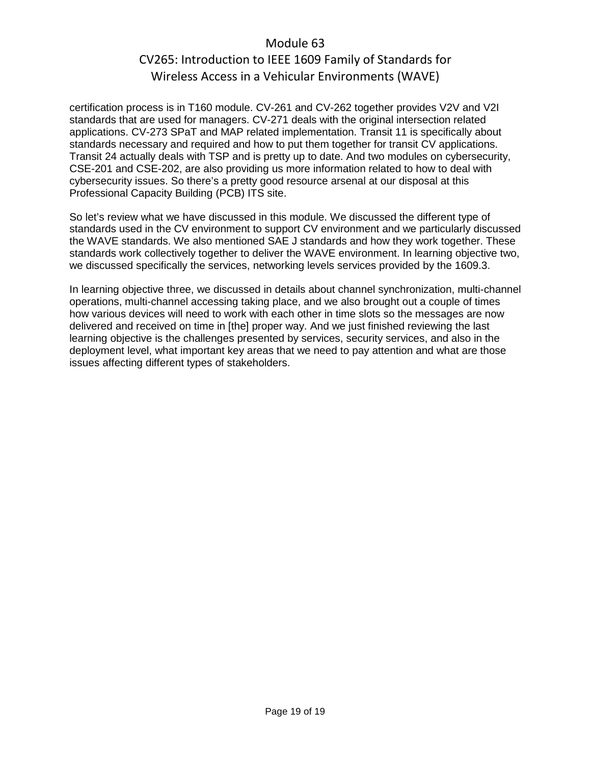certification process is in T160 module. CV-261 and CV-262 together provides V2V and V2I standards that are used for managers. CV-271 deals with the original intersection related applications. CV-273 SPaT and MAP related implementation. Transit 11 is specifically about standards necessary and required and how to put them together for transit CV applications. Transit 24 actually deals with TSP and is pretty up to date. And two modules on cybersecurity, CSE-201 and CSE-202, are also providing us more information related to how to deal with cybersecurity issues. So there's a pretty good resource arsenal at our disposal at this Professional Capacity Building (PCB) ITS site.

So let's review what we have discussed in this module. We discussed the different type of standards used in the CV environment to support CV environment and we particularly discussed the WAVE standards. We also mentioned SAE J standards and how they work together. These standards work collectively together to deliver the WAVE environment. In learning objective two, we discussed specifically the services, networking levels services provided by the 1609.3.

In learning objective three, we discussed in details about channel synchronization, multi-channel operations, multi-channel accessing taking place, and we also brought out a couple of times how various devices will need to work with each other in time slots so the messages are now delivered and received on time in [the] proper way. And we just finished reviewing the last learning objective is the challenges presented by services, security services, and also in the deployment level, what important key areas that we need to pay attention and what are those issues affecting different types of stakeholders.